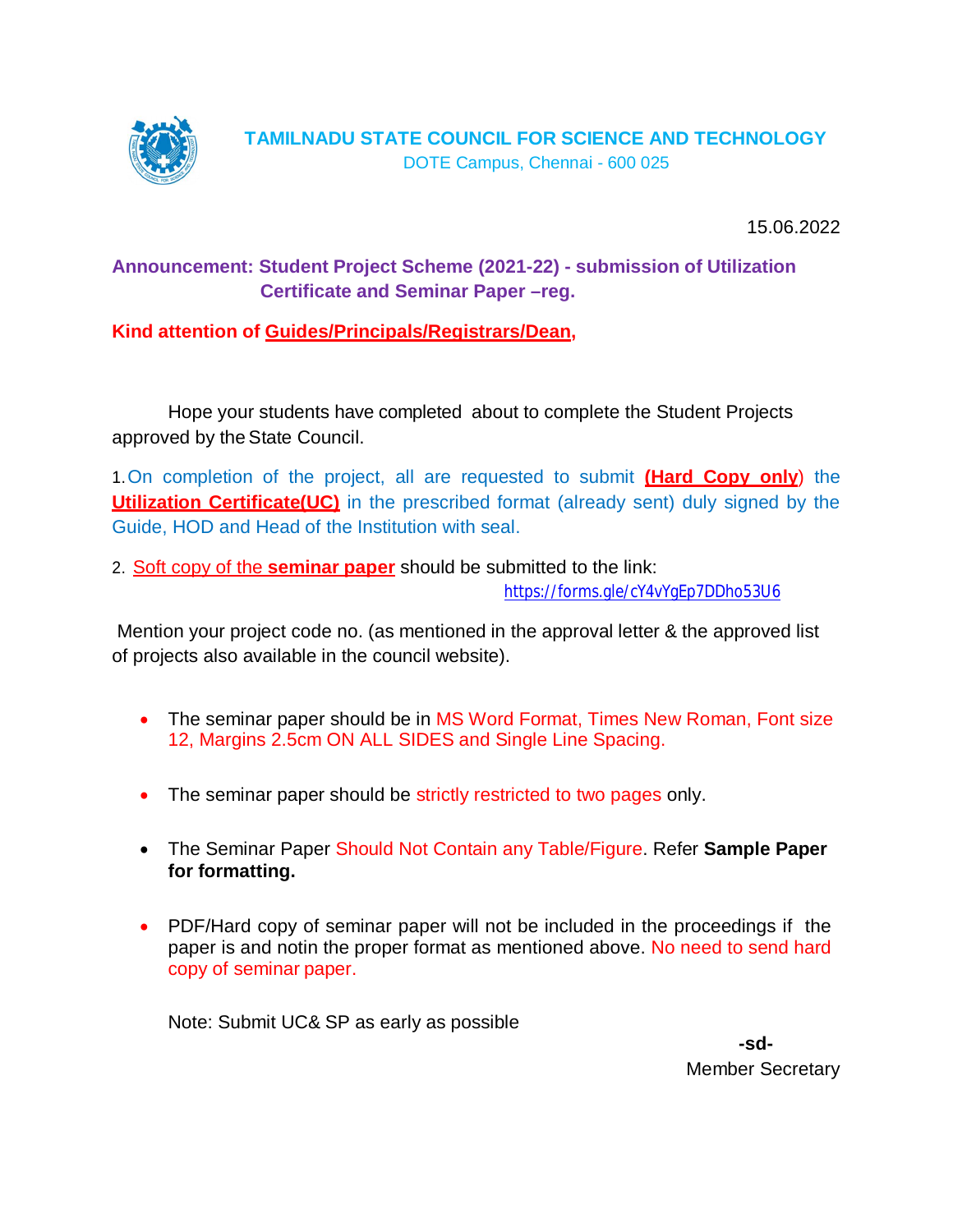# TAMILNADU STATE COUNCIL FOR SCIENCE AND TECHNOLOGY

DOTE Campus, Chennai - 600 025

15.06.2022

**Announcement: Student Project Scheme (2021-22) - submission of Utilization Certificate and Seminar Paper –reg.**

**Kind attention of Guides/Principals/Registrars/Dean,**

Hope your students have completed about to complete the Student Projects approved by the State Council.

1. On completion of the project, all are requested to submit **(Hard Copy only)** the **Utilization Certificate(UC)** in the prescribed format (already sent) duly signed by the Guide, HOD and Head of the Institution with seal.

2. Soft copy of the **seminar paper** should be submitted to the link: https://forms.gle/cY4vYgEp7DDho53U6

Mention your project code no. (as mentioned in the approval letter & the approved list of projects also available in the council website).

- The seminar paper should be in MS Word Format, Times New Roman, Font size 12, Margins 2.5cm ON ALL SIDES and Single Line Spacing.
- The seminar paper should be strictly restricted to two pages only.
- The Seminar Paper Should Not Contain any Table/Figure. Refer **Sample Paper for formatting.**
- PDF/Hard copy of seminar paper will not be included in the proceedings if the paper is and notin the proper format as mentioned above. No need to send hard copy of seminar paper.

Note: Submit UC& SP as early as possible

**-sd-**

Member Secretary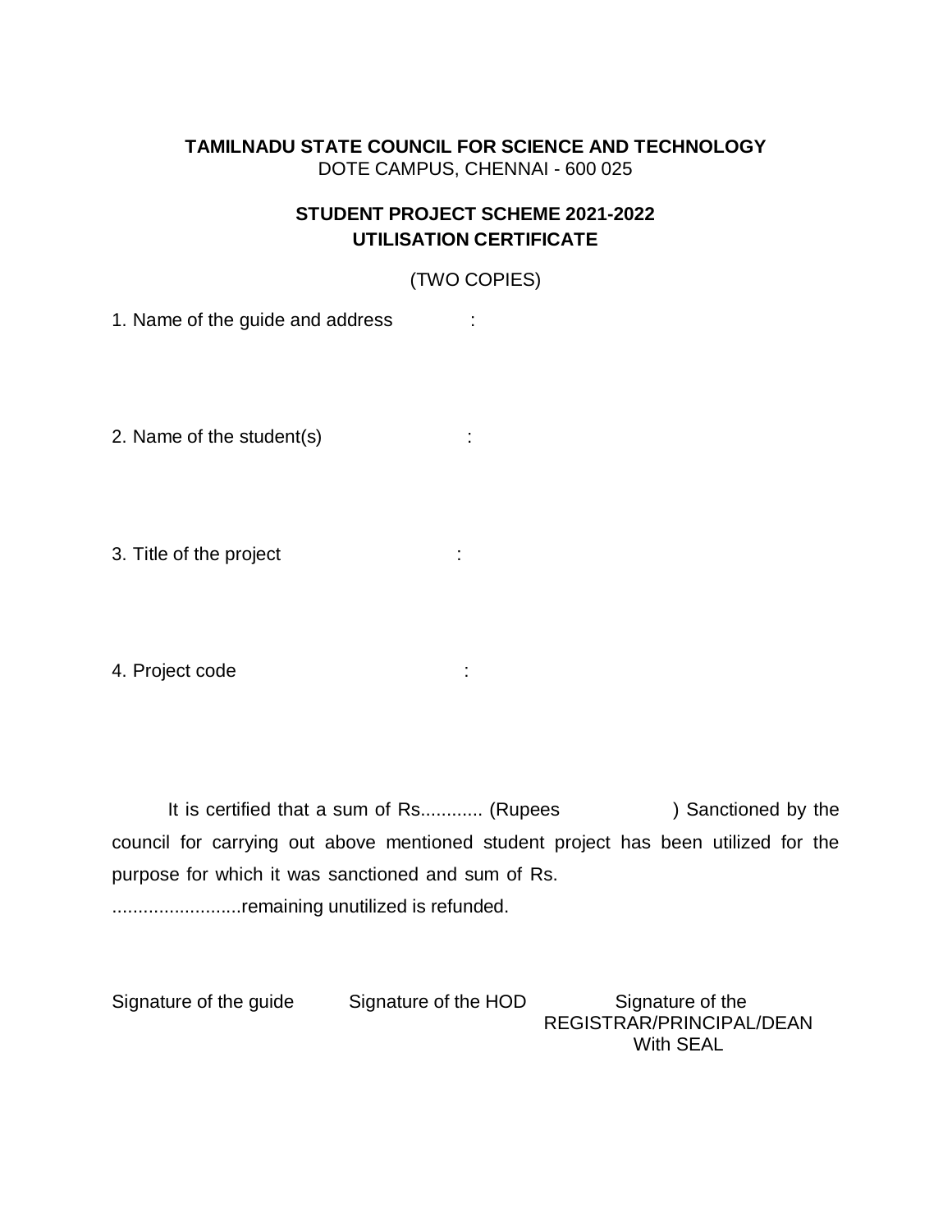**TAMILNADU STATE COUNCIL FOR SCIENCE AND TECHNOLOGY**
DOTE CAMPUS, CHENNAI - 600 025

**STUDENT PROJECT SCHEME 2021-2022**
**UTILISATION CERTIFICATE**

(TWO COPIES)

1. Name of the guide and address :

2. Name of the student(s) :

3. Title of the project :

4. Project code :

It is certified that a sum of Rs............ (Rupees ) Sanctioned by the council for carrying out above mentioned student project has been utilized for the purpose for which it was sanctioned and sum of Rs. .........................remaining unutilized is refunded.

Signature of the guide Signature of the HOD Signature of the REGISTRAR/PRINCIPAL/DEAN With SEAL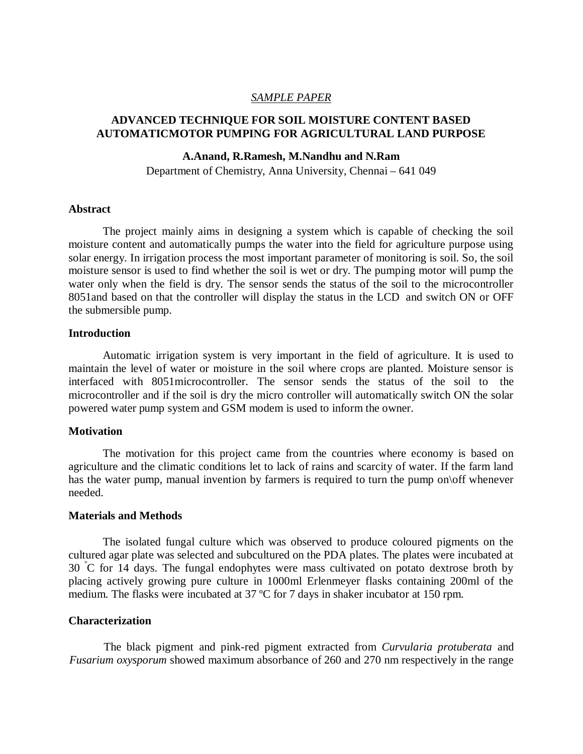*SAMPLE PAPER*

# ADVANCED TECHNIQUE FOR SOIL MOISTURE CONTENT BASED AUTOMATICMOTOR PUMPING FOR AGRICULTURAL LAND PURPOSE

**A.Anand, R.Ramesh, M.Nandhu and N.Ram**

Department of Chemistry, Anna University, Chennai – 641 049

## Abstract

The project mainly aims in designing a system which is capable of checking the soil moisture content and automatically pumps the water into the field for agriculture purpose using solar energy. In irrigation process the most important parameter of monitoring is soil. So, the soil moisture sensor is used to find whether the soil is wet or dry. The pumping motor will pump the water only when the field is dry. The sensor sends the status of the soil to the microcontroller 8051and based on that the controller will display the status in the LCD and switch ON or OFF the submersible pump.

## Introduction

Automatic irrigation system is very important in the field of agriculture. It is used to maintain the level of water or moisture in the soil where crops are planted. Moisture sensor is interfaced with 8051microcontroller. The sensor sends the status of the soil to the microcontroller and if the soil is dry the micro controller will automatically switch ON the solar powered water pump system and GSM modem is used to inform the owner.

## Motivation

The motivation for this project came from the countries where economy is based on agriculture and the climatic conditions let to lack of rains and scarcity of water. If the farm land has the water pump, manual invention by farmers is required to turn the pump on\off whenever needed.

## Materials and Methods

The isolated fungal culture which was observed to produce coloured pigments on the cultured agar plate was selected and subcultured on the PDA plates. The plates were incubated at 30 °C for 14 days. The fungal endophytes were mass cultivated on potato dextrose broth by placing actively growing pure culture in 1000ml Erlenmeyer flasks containing 200ml of the medium. The flasks were incubated at 37 ºC for 7 days in shaker incubator at 150 rpm.

## Characterization

The black pigment and pink-red pigment extracted from *Curvularia protuberata* and *Fusarium oxysporum* showed maximum absorbance of 260 and 270 nm respectively in the range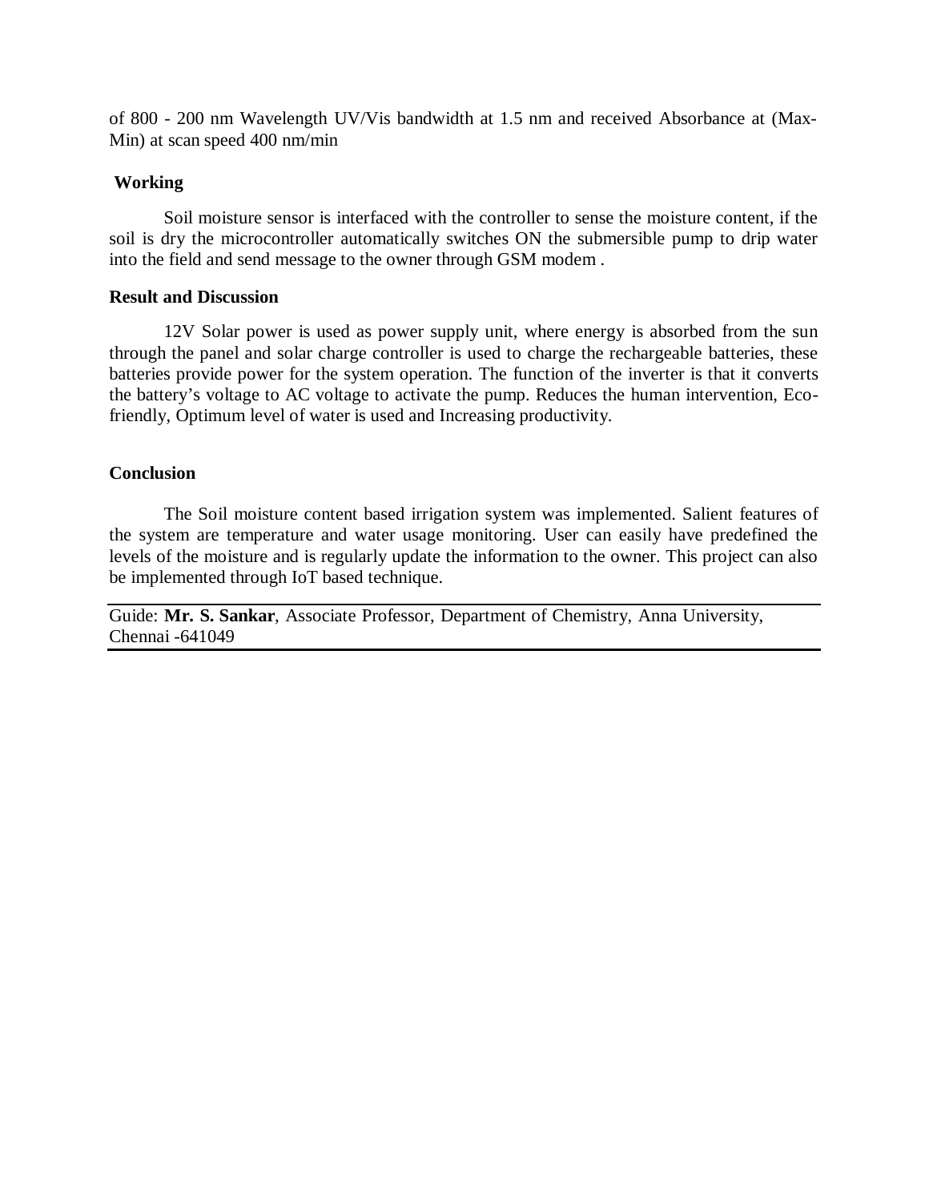of 800 - 200 nm Wavelength UV/Vis bandwidth at 1.5 nm and received Absorbance at (Max-Min) at scan speed 400 nm/min

**Working**

Soil moisture sensor is interfaced with the controller to sense the moisture content, if the soil is dry the microcontroller automatically switches ON the submersible pump to drip water into the field and send message to the owner through GSM modem .

**Result and Discussion**

12V Solar power is used as power supply unit, where energy is absorbed from the sun through the panel and solar charge controller is used to charge the rechargeable batteries, these batteries provide power for the system operation. The function of the inverter is that it converts the battery's voltage to AC voltage to activate the pump. Reduces the human intervention, Eco-friendly, Optimum level of water is used and Increasing productivity.

**Conclusion**

The Soil moisture content based irrigation system was implemented. Salient features of the system are temperature and water usage monitoring. User can easily have predefined the levels of the moisture and is regularly update the information to the owner. This project can also be implemented through IoT based technique.

---

Guide: **Mr. S. Sankar**, Associate Professor, Department of Chemistry, Anna University, Chennai -641049

---